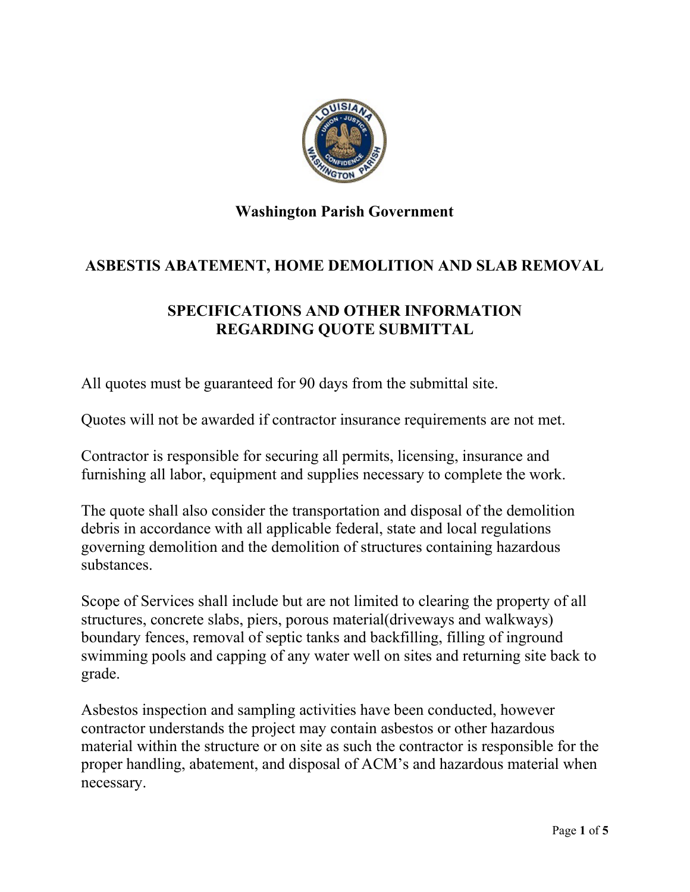## Washington Parish Government

## ASBESTIS ABATEMENT, HOME DEMOLITION AND SLAB REMOVAL

## SPECIFICATIONS AND OTHER INFORMATION REGARDING QUOTE SUBMITTAL

All quotes must be guaranteed for 90 days from the submittal site.

Quotes will not be awarded if contractor insurance requirements are not met.

Contractor is responsible for securing all permits, licensing, insurance and furnishing all labor, equipment and supplies necessary to complete the work.

The quote shall also consider the transportation and disposal of the demolition debris in accordance with all applicable federal, state and local regulations governing demolition and the demolition of structures containing hazardous substances.

Scope of Services shall include but are not limited to clearing the property of all structures, concrete slabs, piers, porous material(driveways and walkways) boundary fences, removal of septic tanks and backfilling, filling of inground swimming pools and capping of any water well on sites and returning site back to grade.

Asbestos inspection and sampling activities have been conducted, however contractor understands the project may contain asbestos or other hazardous material within the structure or on site as such the contractor is responsible for the proper handling, abatement, and disposal of ACM's and hazardous material when necessary.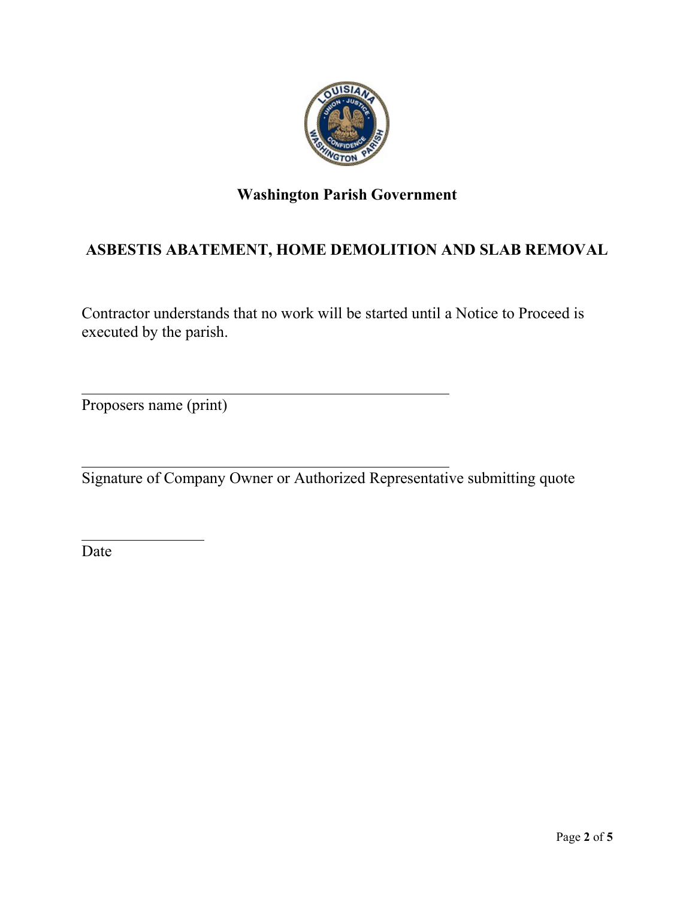**Washington Parish Government**

**ASBESTIS ABATEMENT, HOME DEMOLITION AND SLAB REMOVAL**

Contractor understands that no work will be started until a Notice to Proceed is executed by the parish.

\_\_\_\_\_\_\_\_\_\_\_\_\_\_\_\_\_\_\_\_\_\_\_\_\_\_\_\_\_\_\_\_\_\_\_\_\_\_\_\_\_\_\_\_

Proposers name (print)

\_\_\_\_\_\_\_\_\_\_\_\_\_\_\_\_\_\_\_\_\_\_\_\_\_\_\_\_\_\_\_\_\_\_\_\_\_\_\_\_\_\_\_\_

Signature of Company Owner or Authorized Representative submitting quote

\_\_\_\_\_\_\_\_\_\_\_\_\_\_\_

Date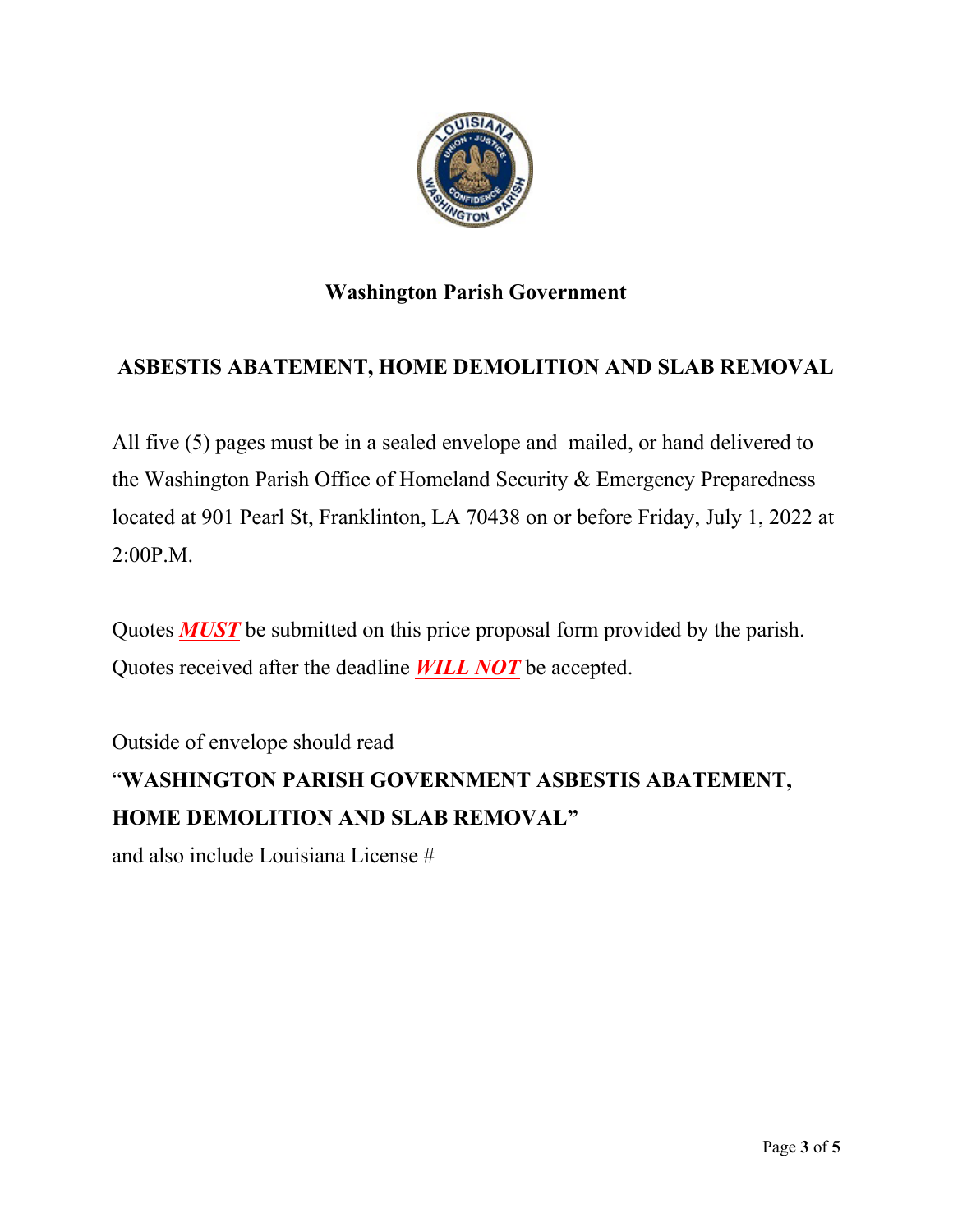## Washington Parish Government

## ASBESTIS ABATEMENT, HOME DEMOLITION AND SLAB REMOVAL

All five (5) pages must be in a sealed envelope and mailed, or hand delivered to the Washington Parish Office of Homeland Security & Emergency Preparedness located at 901 Pearl St, Franklinton, LA 70438 on or before Friday, July 1, 2022 at 2:00P.M.

Quotes ***MUST*** be submitted on this price proposal form provided by the parish. Quotes received after the deadline ***WILL NOT*** be accepted.

Outside of envelope should read
"**WASHINGTON PARISH GOVERNMENT ASBESTIS ABATEMENT, HOME DEMOLITION AND SLAB REMOVAL**"
and also include Louisiana License #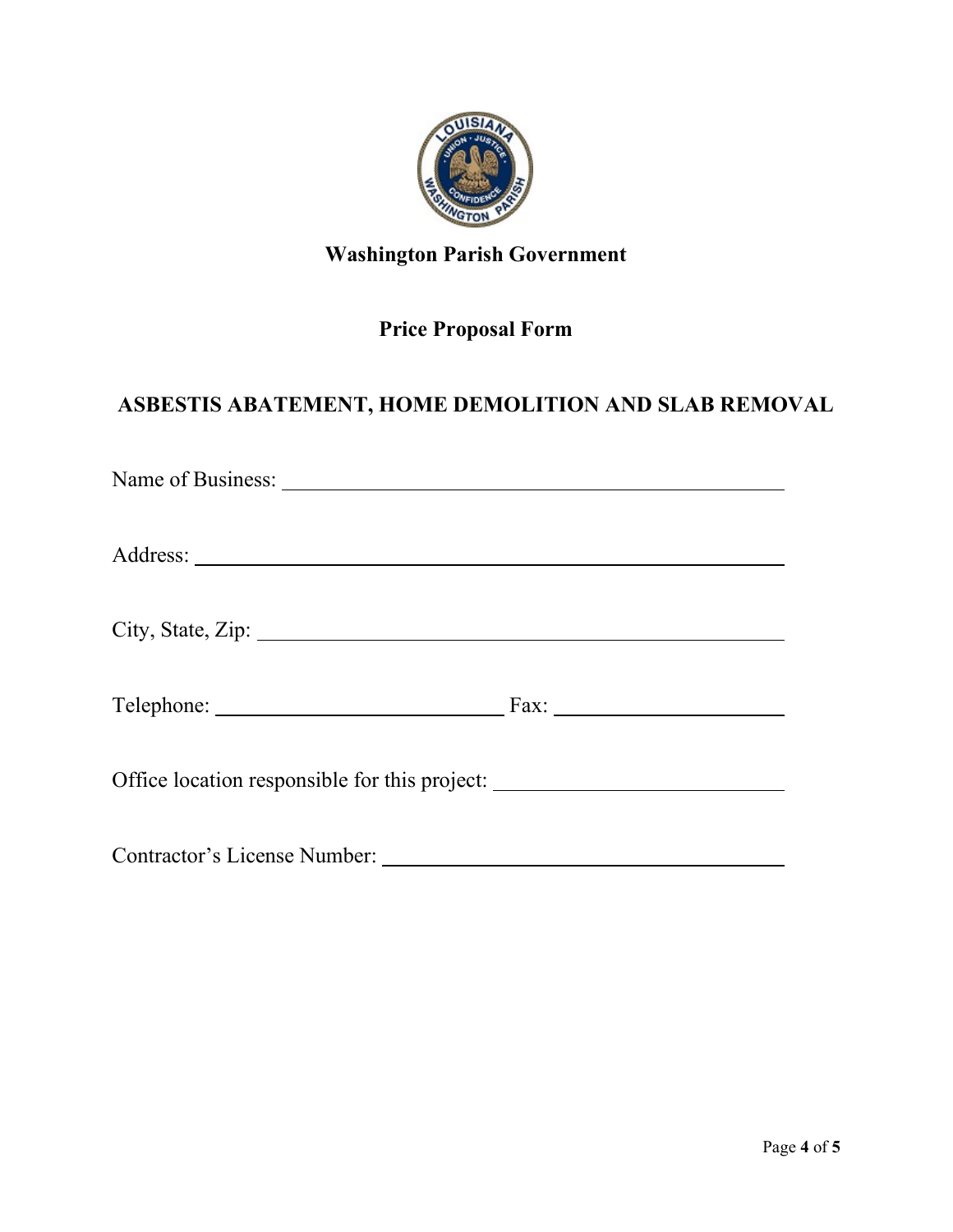**Washington Parish Government**

## Price Proposal Form

## ASBESTIS ABATEMENT, HOME DEMOLITION AND SLAB REMOVAL

Name of Business: ______________________________________________

Address: ______________________________________________

City, State, Zip: ______________________________________________

Telephone: ____________________________ Fax: ______________________

Office location responsible for this project: ____________________________

Contractor's License Number: ______________________________________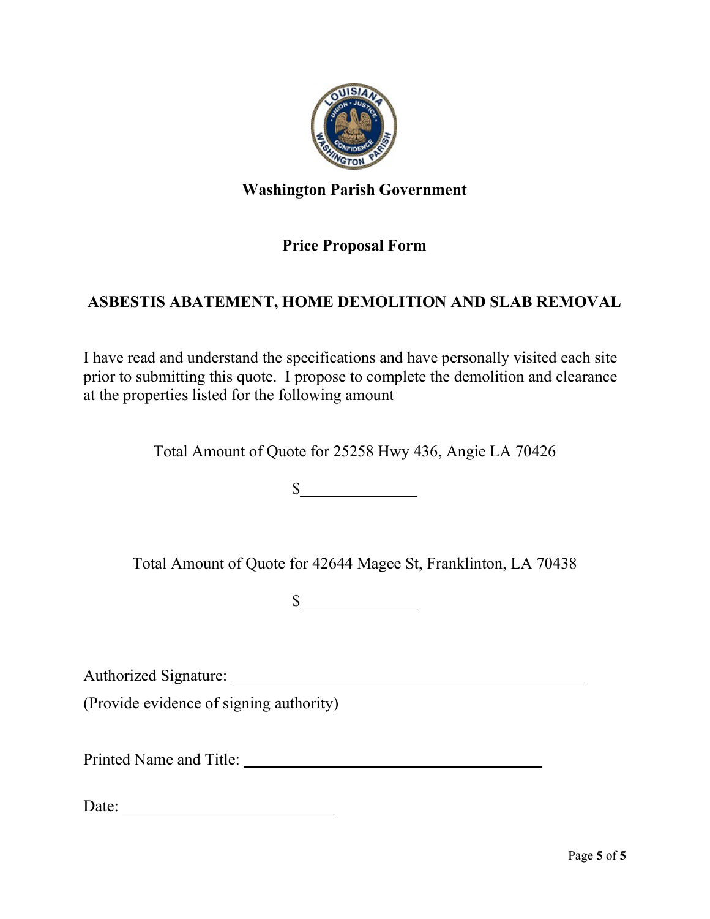**Washington Parish Government**

**Price Proposal Form**

**ASBESTIS ABATEMENT, HOME DEMOLITION AND SLAB REMOVAL**

I have read and understand the specifications and have personally visited each site prior to submitting this quote. I propose to complete the demolition and clearance at the properties listed for the following amount

Total Amount of Quote for 25258 Hwy 436, Angie LA 70426

$\_\_\_\_\_\_\_\_\_\_\_\_\_\_\_

Total Amount of Quote for 42644 Magee St, Franklinton, LA 70438

$\_\_\_\_\_\_\_\_\_\_\_\_\_\_\_

Authorized Signature: \_\_\_\_\_\_\_\_\_\_\_\_\_\_\_\_\_\_\_\_\_\_\_\_\_\_\_\_\_\_\_\_\_\_\_\_\_\_\_\_

(Provide evidence of signing authority)

Printed Name and Title: \_\_\_\_\_\_\_\_\_\_\_\_\_\_\_\_\_\_\_\_\_\_\_\_\_\_\_\_\_\_\_\_\_\_\_

Date: \_\_\_\_\_\_\_\_\_\_\_\_\_\_\_\_\_\_\_\_\_\_\_\_\_